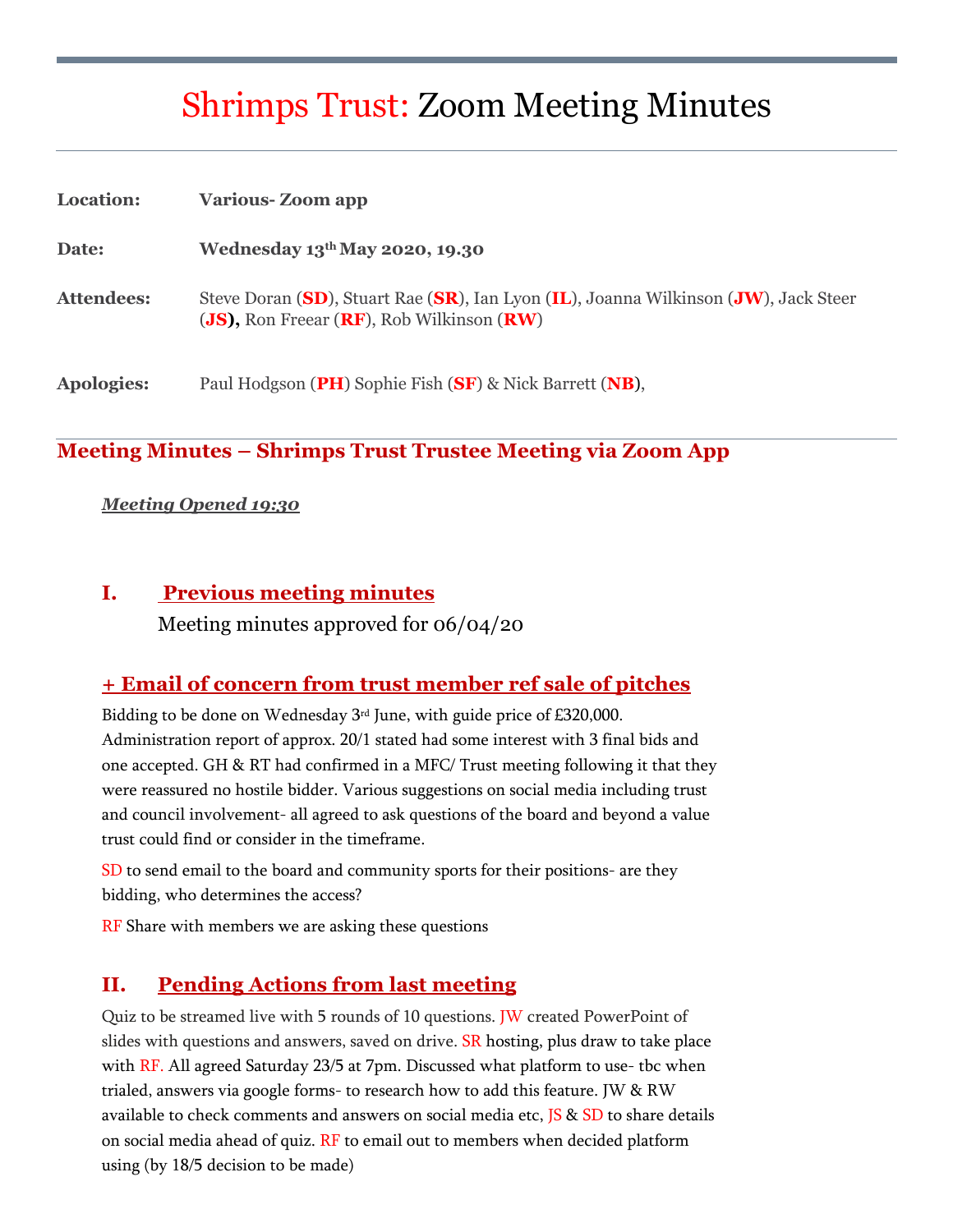# Shrimps Trust: Zoom Meeting Minutes

**Location:** **Various- Zoom app**

**Date:** **Wednesday 13th May 2020, 19.30**

**Attendees:** Steve Doran (**SD**), Stuart Rae (**SR**), Ian Lyon (**IL**), Joanna Wilkinson (**JW**), Jack Steer (**JS**), Ron Freear (**RF**), Rob Wilkinson (**RW**)

**Apologies:** Paul Hodgson (**PH**) Sophie Fish (**SF**) & Nick Barrett (**NB**),

## Meeting Minutes – Shrimps Trust Trustee Meeting via Zoom App

***Meeting Opened 19:30***

### I. Previous meeting minutes

Meeting minutes approved for 06/04/20

### + Email of concern from trust member ref sale of pitches

Bidding to be done on Wednesday 3rd June, with guide price of £320,000. Administration report of approx. 20/1 stated had some interest with 3 final bids and one accepted. GH & RT had confirmed in a MFC/ Trust meeting following it that they were reassured no hostile bidder. Various suggestions on social media including trust and council involvement- all agreed to ask questions of the board and beyond a value trust could find or consider in the timeframe.

SD to send email to the board and community sports for their positions- are they bidding, who determines the access?

RF Share with members we are asking these questions

### II. Pending Actions from last meeting

Quiz to be streamed live with 5 rounds of 10 questions. JW created PowerPoint of slides with questions and answers, saved on drive. SR hosting, plus draw to take place with RF. All agreed Saturday 23/5 at 7pm. Discussed what platform to use- tbc when trialed, answers via google forms- to research how to add this feature. JW & RW available to check comments and answers on social media etc, JS & SD to share details on social media ahead of quiz. RF to email out to members when decided platform using (by 18/5 decision to be made)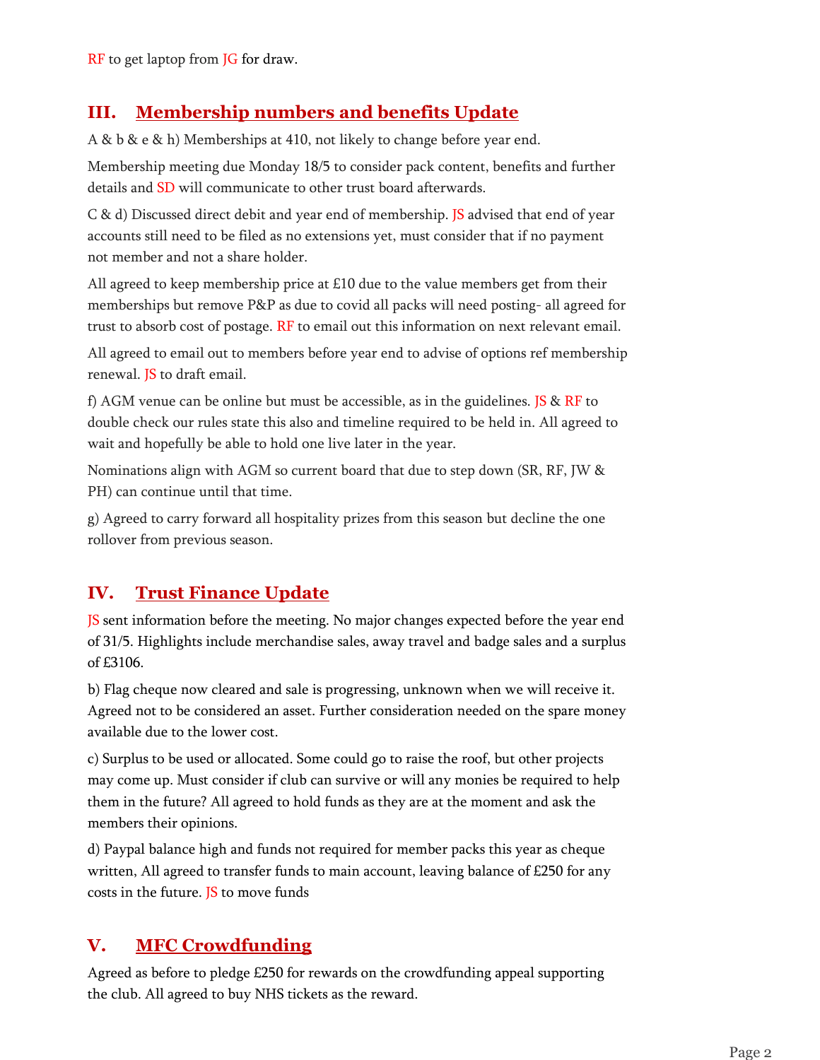RF to get laptop from JG for draw.

## III. Membership numbers and benefits Update

A & b & e & h) Memberships at 410, not likely to change before year end.

Membership meeting due Monday 18/5 to consider pack content, benefits and further details and SD will communicate to other trust board afterwards.

C & d) Discussed direct debit and year end of membership. JS advised that end of year accounts still need to be filed as no extensions yet, must consider that if no payment not member and not a share holder.

All agreed to keep membership price at £10 due to the value members get from their memberships but remove P&P as due to covid all packs will need posting- all agreed for trust to absorb cost of postage. RF to email out this information on next relevant email.

All agreed to email out to members before year end to advise of options ref membership renewal. JS to draft email.

f) AGM venue can be online but must be accessible, as in the guidelines. JS & RF to double check our rules state this also and timeline required to be held in. All agreed to wait and hopefully be able to hold one live later in the year.

Nominations align with AGM so current board that due to step down (SR, RF, JW & PH) can continue until that time.

g) Agreed to carry forward all hospitality prizes from this season but decline the one rollover from previous season.

## IV. Trust Finance Update

JS sent information before the meeting. No major changes expected before the year end of 31/5. Highlights include merchandise sales, away travel and badge sales and a surplus of £3106.

b) Flag cheque now cleared and sale is progressing, unknown when we will receive it. Agreed not to be considered an asset. Further consideration needed on the spare money available due to the lower cost.

c) Surplus to be used or allocated. Some could go to raise the roof, but other projects may come up. Must consider if club can survive or will any monies be required to help them in the future? All agreed to hold funds as they are at the moment and ask the members their opinions.

d) Paypal balance high and funds not required for member packs this year as cheque written, All agreed to transfer funds to main account, leaving balance of £250 for any costs in the future. JS to move funds

## V. MFC Crowdfunding

Agreed as before to pledge £250 for rewards on the crowdfunding appeal supporting the club. All agreed to buy NHS tickets as the reward.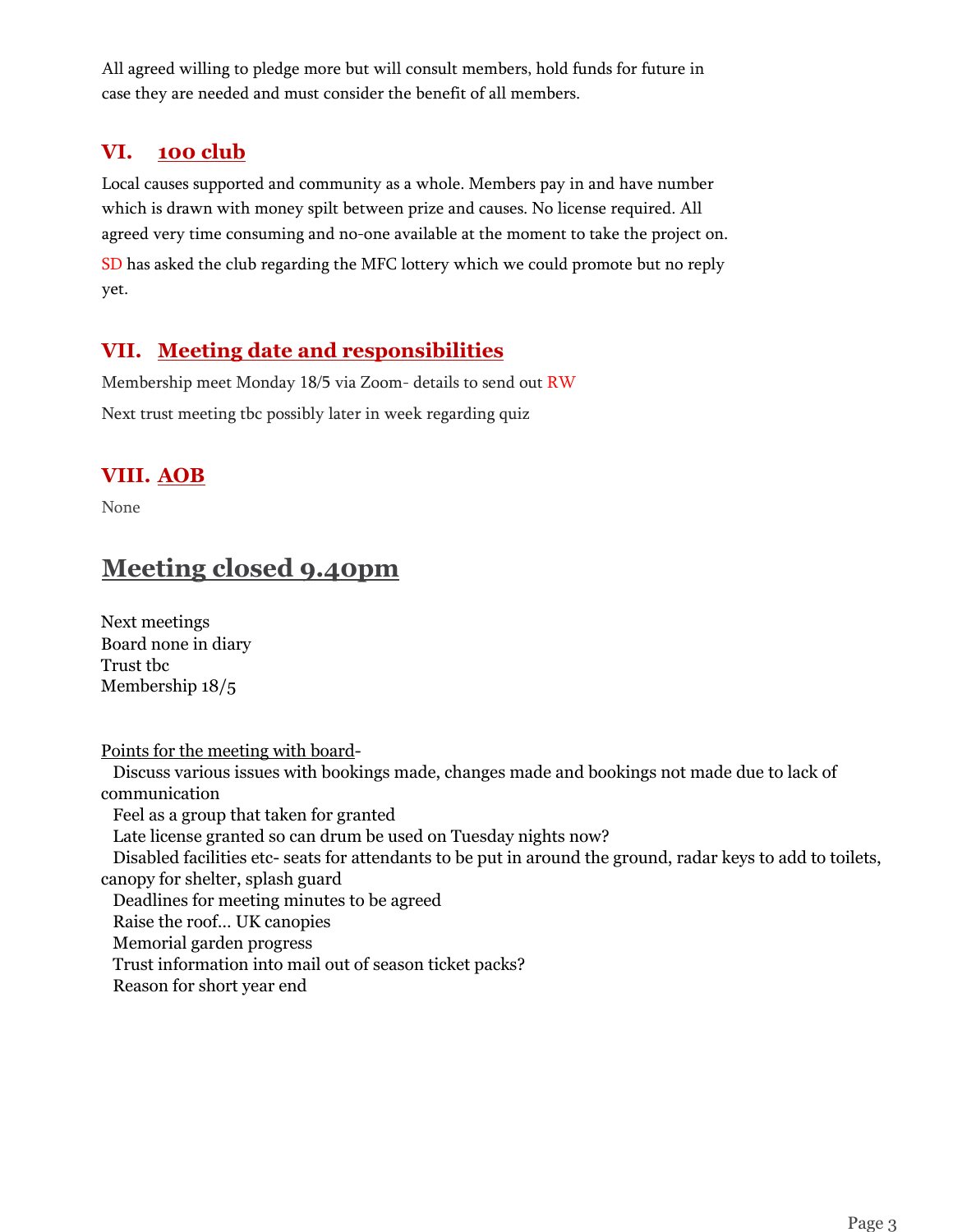All agreed willing to pledge more but will consult members, hold funds for future in case they are needed and must consider the benefit of all members.

## VI. 100 club

Local causes supported and community as a whole. Members pay in and have number which is drawn with money spilt between prize and causes. No license required. All agreed very time consuming and no-one available at the moment to take the project on.

SD has asked the club regarding the MFC lottery which we could promote but no reply yet.

## VII. Meeting date and responsibilities

Membership meet Monday 18/5 via Zoom- details to send out RW

Next trust meeting tbc possibly later in week regarding quiz

## VIII. AOB

None

# Meeting closed 9.40pm

Next meetings
Board none in diary
Trust tbc
Membership 18/5

Points for the meeting with board-

- Discuss various issues with bookings made, changes made and bookings not made due to lack of communication
- Feel as a group that taken for granted
- Late license granted so can drum be used on Tuesday nights now?
- Disabled facilities etc- seats for attendants to be put in around the ground, radar keys to add to toilets, canopy for shelter, splash guard
- Deadlines for meeting minutes to be agreed
- Raise the roof… UK canopies
- Memorial garden progress
- Trust information into mail out of season ticket packs?
- Reason for short year end